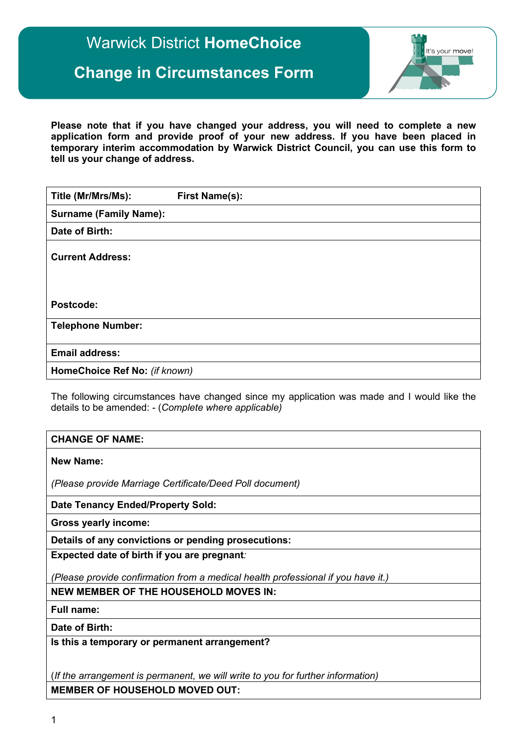# Warwick District **HomeChoice**

# Change in Circumstances Form

**Please note that if you have changed your address, you will need to complete a new application form and provide proof of your new address. If you have been placed in temporary interim accommodation by Warwick District Council, you can use this form to tell us your change of address.**

| | |
|---|---|
| **Title (Mr/Mrs/Ms):** | **First Name(s):** |
| **Surname (Family Name):** | |
| **Date of Birth:** | |
| **Current Address:**<br><br><br>**Postcode:** | |
| **Telephone Number:** | |
| **Email address:** | |
| **HomeChoice Ref No:** *(if known)* | |

The following circumstances have changed since my application was made and I would like the details to be amended: - (*Complete where applicable)*

| |
|---|
| **CHANGE OF NAME:** |
| **New Name:**<br><br>*(Please provide Marriage Certificate/Deed Poll document)* |
| **Date Tenancy Ended/Property Sold:** |
| **Gross yearly income:** |
| **Details of any convictions or pending prosecutions:** |
| **Expected date of birth if you are pregnant***:*<br><br>*(Please provide confirmation from a medical health professional if you have it.)* |
| **NEW MEMBER OF THE HOUSEHOLD MOVES IN:** |
| **Full name:** |
| **Date of Birth:** |
| **Is this a temporary or permanent arrangement?**<br><br>(*If the arrangement is permanent, we will write to you for further information)* |
| **MEMBER OF HOUSEHOLD MOVED OUT:** |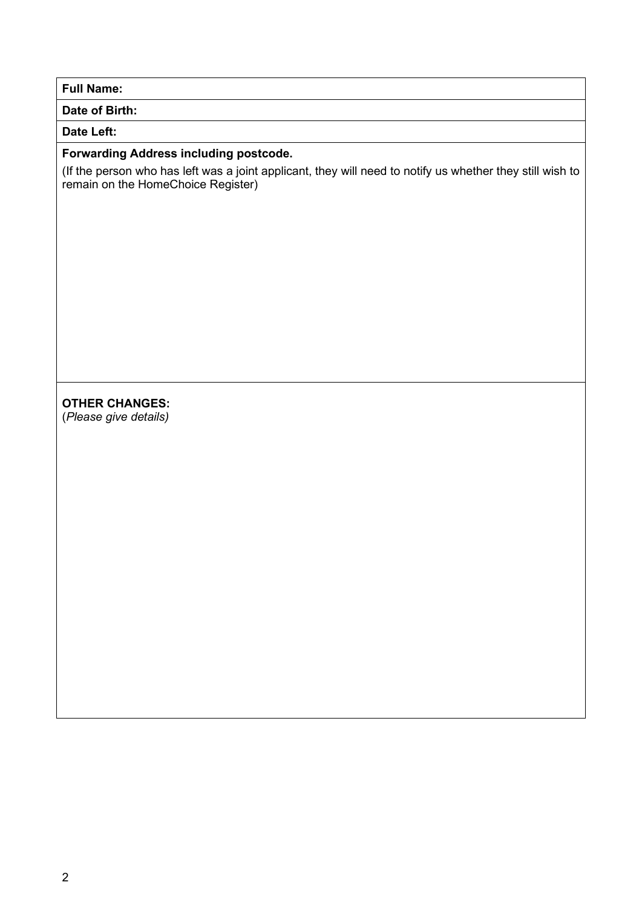**Full Name:**

**Date of Birth:**

**Date Left:**

**Forwarding Address including postcode.**

(If the person who has left was a joint applicant, they will need to notify us whether they still wish to remain on the HomeChoice Register)

**OTHER CHANGES:**
(*Please give details)*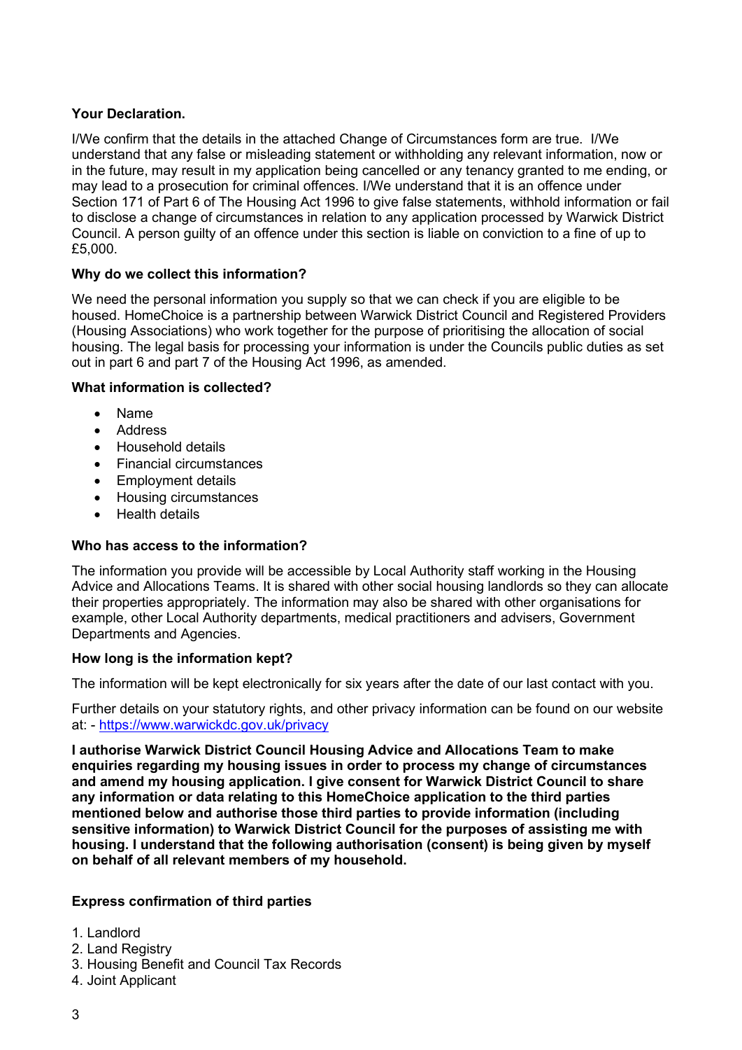**Your Declaration.**

I/We confirm that the details in the attached Change of Circumstances form are true. I/We understand that any false or misleading statement or withholding any relevant information, now or in the future, may result in my application being cancelled or any tenancy granted to me ending, or may lead to a prosecution for criminal offences. I/We understand that it is an offence under Section 171 of Part 6 of The Housing Act 1996 to give false statements, withhold information or fail to disclose a change of circumstances in relation to any application processed by Warwick District Council. A person guilty of an offence under this section is liable on conviction to a fine of up to £5,000.

**Why do we collect this information?**

We need the personal information you supply so that we can check if you are eligible to be housed. HomeChoice is a partnership between Warwick District Council and Registered Providers (Housing Associations) who work together for the purpose of prioritising the allocation of social housing. The legal basis for processing your information is under the Councils public duties as set out in part 6 and part 7 of the Housing Act 1996, as amended.

**What information is collected?**

- Name
- Address
- Household details
- Financial circumstances
- Employment details
- Housing circumstances
- Health details

**Who has access to the information?**

The information you provide will be accessible by Local Authority staff working in the Housing Advice and Allocations Teams. It is shared with other social housing landlords so they can allocate their properties appropriately. The information may also be shared with other organisations for example, other Local Authority departments, medical practitioners and advisers, Government Departments and Agencies.

**How long is the information kept?**

The information will be kept electronically for six years after the date of our last contact with you.

Further details on your statutory rights, and other privacy information can be found on our website at: - [https://www.warwickdc.gov.uk/privacy](https://www.warwickdc.gov.uk/privacy)

**I authorise Warwick District Council Housing Advice and Allocations Team to make enquiries regarding my housing issues in order to process my change of circumstances and amend my housing application. I give consent for Warwick District Council to share any information or data relating to this HomeChoice application to the third parties mentioned below and authorise those third parties to provide information (including sensitive information) to Warwick District Council for the purposes of assisting me with housing. I understand that the following authorisation (consent) is being given by myself on behalf of all relevant members of my household.**

**Express confirmation of third parties**

1. Landlord
2. Land Registry
3. Housing Benefit and Council Tax Records
4. Joint Applicant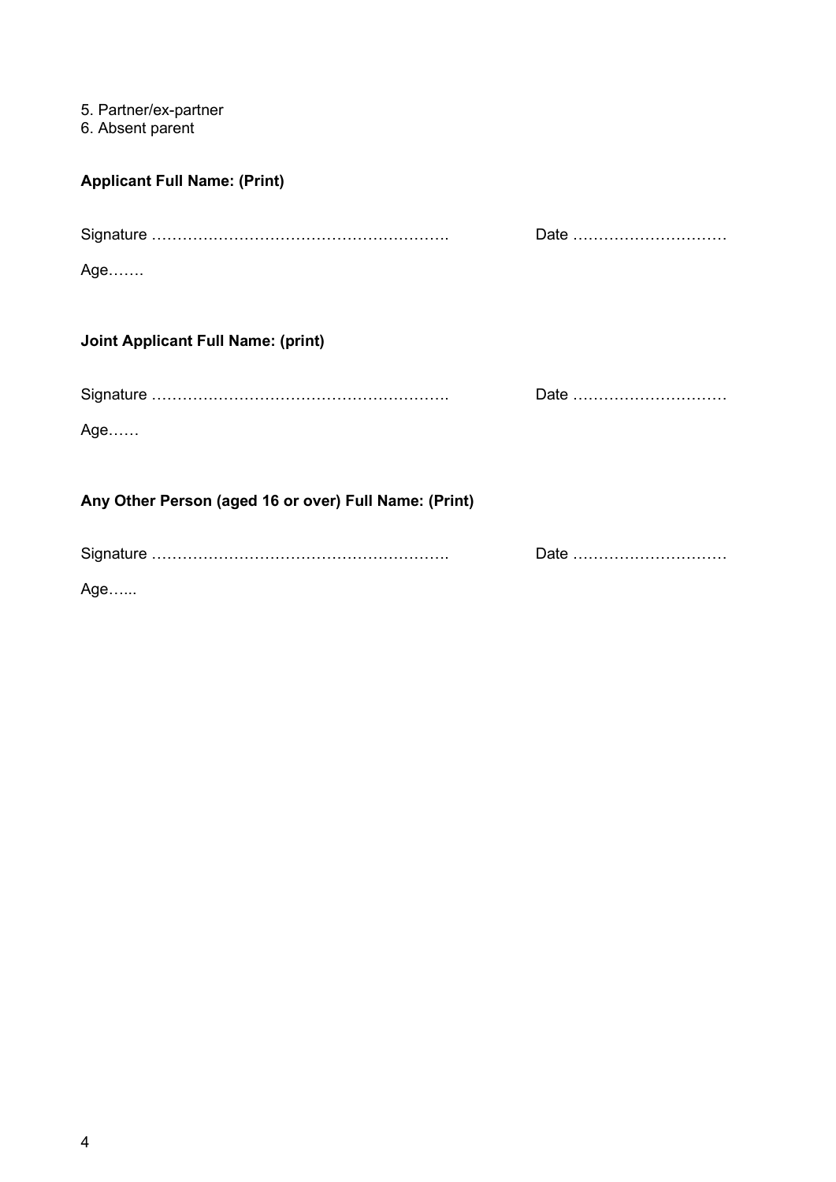5. Partner/ex-partner
6. Absent parent

**Applicant Full Name: (Print)**

Signature ………………………………………………….    Date ………………………

Age…….

**Joint Applicant Full Name: (print)**

Signature ………………………………………………….    Date ………………………

Age……

**Any Other Person (aged 16 or over) Full Name: (Print)**

Signature ………………………………………………….    Date ………………………

Age…...